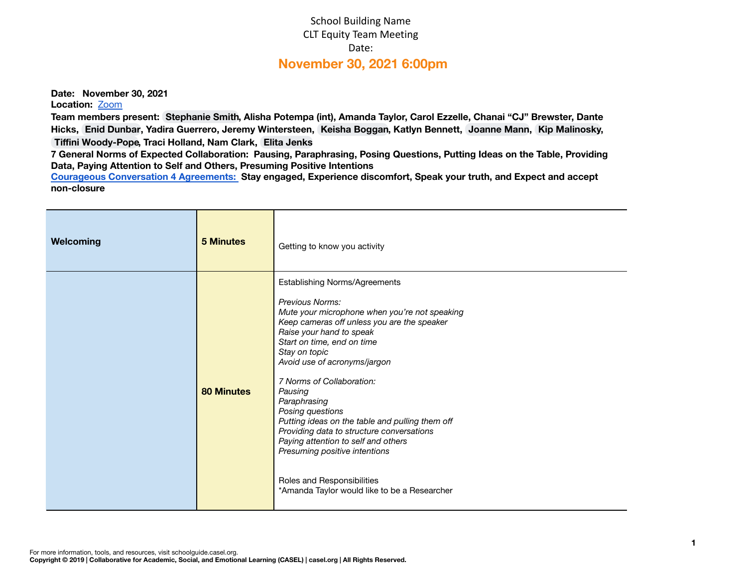School Building Name
CLT Equity Team Meeting
Date:

## November 30, 2021 6:00pm

**Date: November 30, 2021**
**Location:** Zoom
**Team members present: Stephanie Smith, Alisha Potempa (int), Amanda Taylor, Carol Ezzelle, Chanai "CJ" Brewster, Dante Hicks, Enid Dunbar, Yadira Guerrero, Jeremy Wintersteen, Keisha Boggan, Katlyn Bennett, Joanne Mann, Kip Malinosky, Tiffini Woody-Pope, Traci Holland, Nam Clark, Elita Jenks**
**7 General Norms of Expected Collaboration: Pausing, Paraphrasing, Posing Questions, Putting Ideas on the Table, Providing Data, Paying Attention to Self and Others, Presuming Positive Intentions**
Courageous Conversation 4 Agreements: **Stay engaged, Experience discomfort, Speak your truth, and Expect and accept non-closure**

| | | |
|---|---|---|
| **Welcoming** | **5 Minutes** | Getting to know you activity |
| | **80 Minutes** | Establishing Norms/Agreements<br><br>*Previous Norms:*<br>*Mute your microphone when you're not speaking*<br>*Keep cameras off unless you are the speaker*<br>*Raise your hand to speak*<br>*Start on time, end on time*<br>*Stay on topic*<br>*Avoid use of acronyms/jargon*<br><br>*7 Norms of Collaboration:*<br>*Pausing*<br>*Paraphrasing*<br>*Posing questions*<br>*Putting ideas on the table and pulling them off*<br>*Providing data to structure conversations*<br>*Paying attention to self and others*<br>*Presuming positive intentions*<br><br>Roles and Responsibilities<br>*Amanda Taylor would like to be a Researcher |

For more information, tools, and resources, visit schoolguide.casel.org.
**Copyright © 2019 | Collaborative for Academic, Social, and Emotional Learning (CASEL) | casel.org | All Rights Reserved.**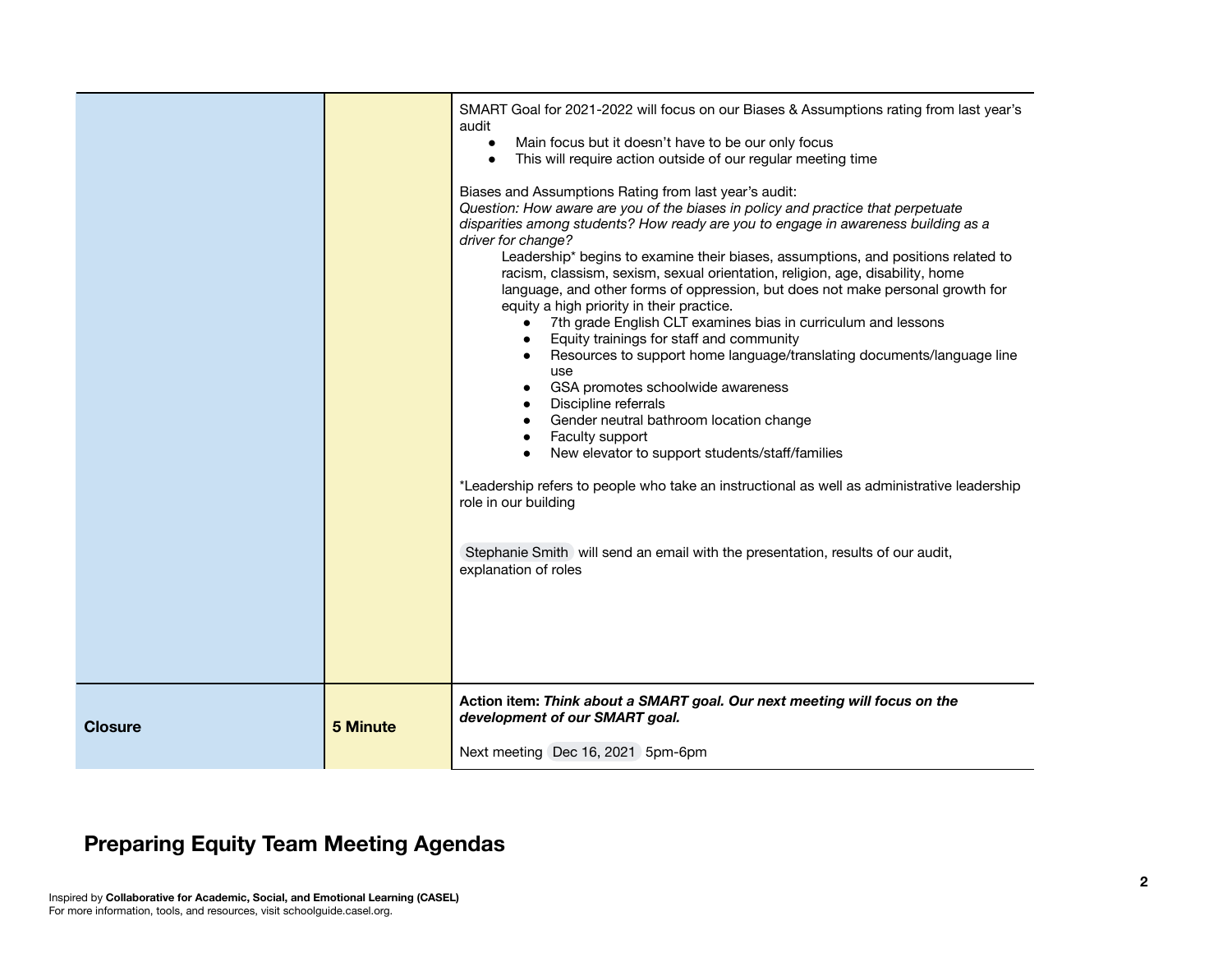| | | |
|---|---|---|
| | | SMART Goal for 2021-2022 will focus on our Biases & Assumptions rating from last year's audit<br>• Main focus but it doesn't have to be our only focus<br>• This will require action outside of our regular meeting time<br><br>Biases and Assumptions Rating from last year's audit:<br>*Question: How aware are you of the biases in policy and practice that perpetuate disparities among students? How ready are you to engage in awareness building as a driver for change?*<br>Leadership* begins to examine their biases, assumptions, and positions related to racism, classism, sexism, sexual orientation, religion, age, disability, home language, and other forms of oppression, but does not make personal growth for equity a high priority in their practice.<br>• 7th grade English CLT examines bias in curriculum and lessons<br>• Equity trainings for staff and community<br>• Resources to support home language/translating documents/language line use<br>• GSA promotes schoolwide awareness<br>• Discipline referrals<br>• Gender neutral bathroom location change<br>• Faculty support<br>• New elevator to support students/staff/families<br><br>*Leadership refers to people who take an instructional as well as administrative leadership role in our building<br><br>Stephanie Smith will send an email with the presentation, results of our audit, explanation of roles |
| **Closure** | **5 Minute** | **Action item:** ***Think about a SMART goal. Our next meeting will focus on the development of our SMART goal.***<br><br>Next meeting Dec 16, 2021 5pm-6pm |

## Preparing Equity Team Meeting Agendas

Inspired by **Collaborative for Academic, Social, and Emotional Learning (CASEL)**
For more information, tools, and resources, visit schoolguide.casel.org.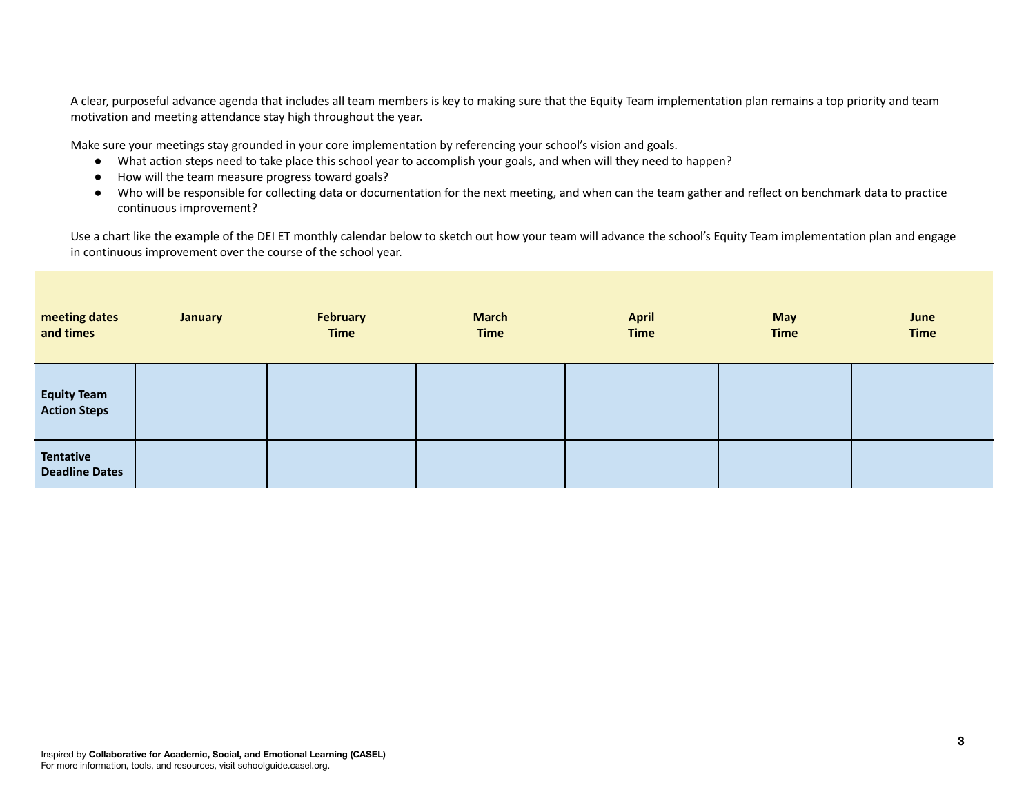A clear, purposeful advance agenda that includes all team members is key to making sure that the Equity Team implementation plan remains a top priority and team motivation and meeting attendance stay high throughout the year.

Make sure your meetings stay grounded in your core implementation by referencing your school's vision and goals.

- What action steps need to take place this school year to accomplish your goals, and when will they need to happen?
- How will the team measure progress toward goals?
- Who will be responsible for collecting data or documentation for the next meeting, and when can the team gather and reflect on benchmark data to practice continuous improvement?

Use a chart like the example of the DEI ET monthly calendar below to sketch out how your team will advance the school's Equity Team implementation plan and engage in continuous improvement over the course of the school year.

| **meeting dates and times** | **January** | **February Time** | **March Time** | **April Time** | **May Time** | **June Time** |
|---|---|---|---|---|---|---|
| **Equity Team Action Steps** | | | | | | |
| **Tentative Deadline Dates** | | | | | | |

Inspired by **Collaborative for Academic, Social, and Emotional Learning (CASEL)**
For more information, tools, and resources, visit schoolguide.casel.org.